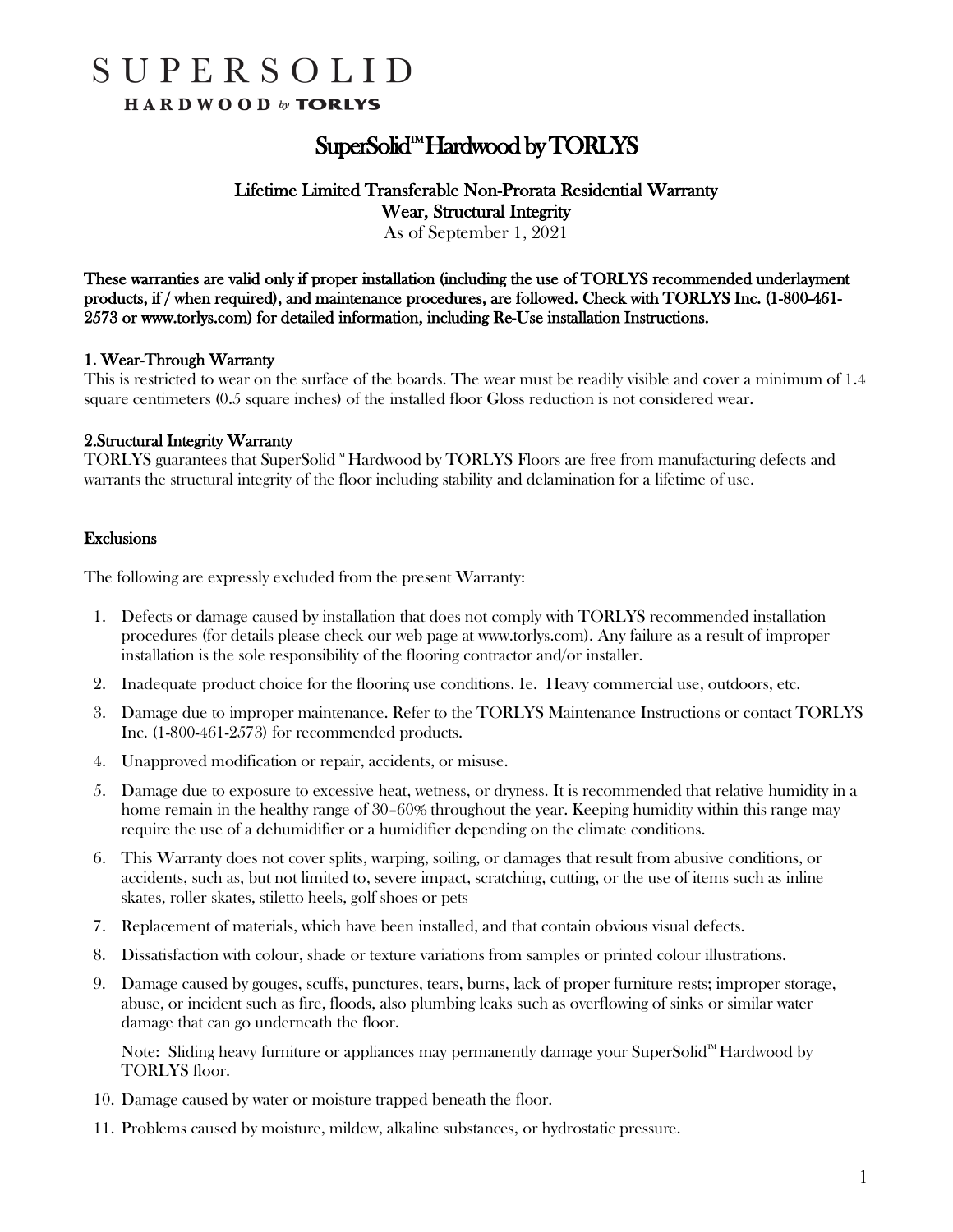# SUPERSOLID

**HARDWOOD by TORLYS**

## SuperSolid™ Hardwood by TORLYS

### Lifetime Limited Transferable Non-Prorata Residential Warranty
### Wear, Structural Integrity

As of September 1, 2021

**These warranties are valid only if proper installation (including the use of TORLYS recommended underlayment products, if / when required), and maintenance procedures, are followed. Check with TORLYS Inc. (1-800-461-2573 or www.torlys.com) for detailed information, including Re-Use installation Instructions.**

#### 1. Wear-Through Warranty

This is restricted to wear on the surface of the boards. The wear must be readily visible and cover a minimum of 1.4 square centimeters (0.5 square inches) of the installed floor <u>Gloss reduction is not considered wear</u>.

#### 2.Structural Integrity Warranty

TORLYS guarantees that SuperSolid™ Hardwood by TORLYS Floors are free from manufacturing defects and warrants the structural integrity of the floor including stability and delamination for a lifetime of use.

#### Exclusions

The following are expressly excluded from the present Warranty:

1. Defects or damage caused by installation that does not comply with TORLYS recommended installation procedures (for details please check our web page at www.torlys.com). Any failure as a result of improper installation is the sole responsibility of the flooring contractor and/or installer.
2. Inadequate product choice for the flooring use conditions. Ie. Heavy commercial use, outdoors, etc.
3. Damage due to improper maintenance. Refer to the TORLYS Maintenance Instructions or contact TORLYS Inc. (1-800-461-2573) for recommended products.
4. Unapproved modification or repair, accidents, or misuse.
5. Damage due to exposure to excessive heat, wetness, or dryness. It is recommended that relative humidity in a home remain in the healthy range of 30–60% throughout the year. Keeping humidity within this range may require the use of a dehumidifier or a humidifier depending on the climate conditions.
6. This Warranty does not cover splits, warping, soiling, or damages that result from abusive conditions, or accidents, such as, but not limited to, severe impact, scratching, cutting, or the use of items such as inline skates, roller skates, stiletto heels, golf shoes or pets
7. Replacement of materials, which have been installed, and that contain obvious visual defects.
8. Dissatisfaction with colour, shade or texture variations from samples or printed colour illustrations.
9. Damage caused by gouges, scuffs, punctures, tears, burns, lack of proper furniture rests; improper storage, abuse, or incident such as fire, floods, also plumbing leaks such as overflowing of sinks or similar water damage that can go underneath the floor.

   Note: Sliding heavy furniture or appliances may permanently damage your SuperSolid™ Hardwood by TORLYS floor.
10. Damage caused by water or moisture trapped beneath the floor.
11. Problems caused by moisture, mildew, alkaline substances, or hydrostatic pressure.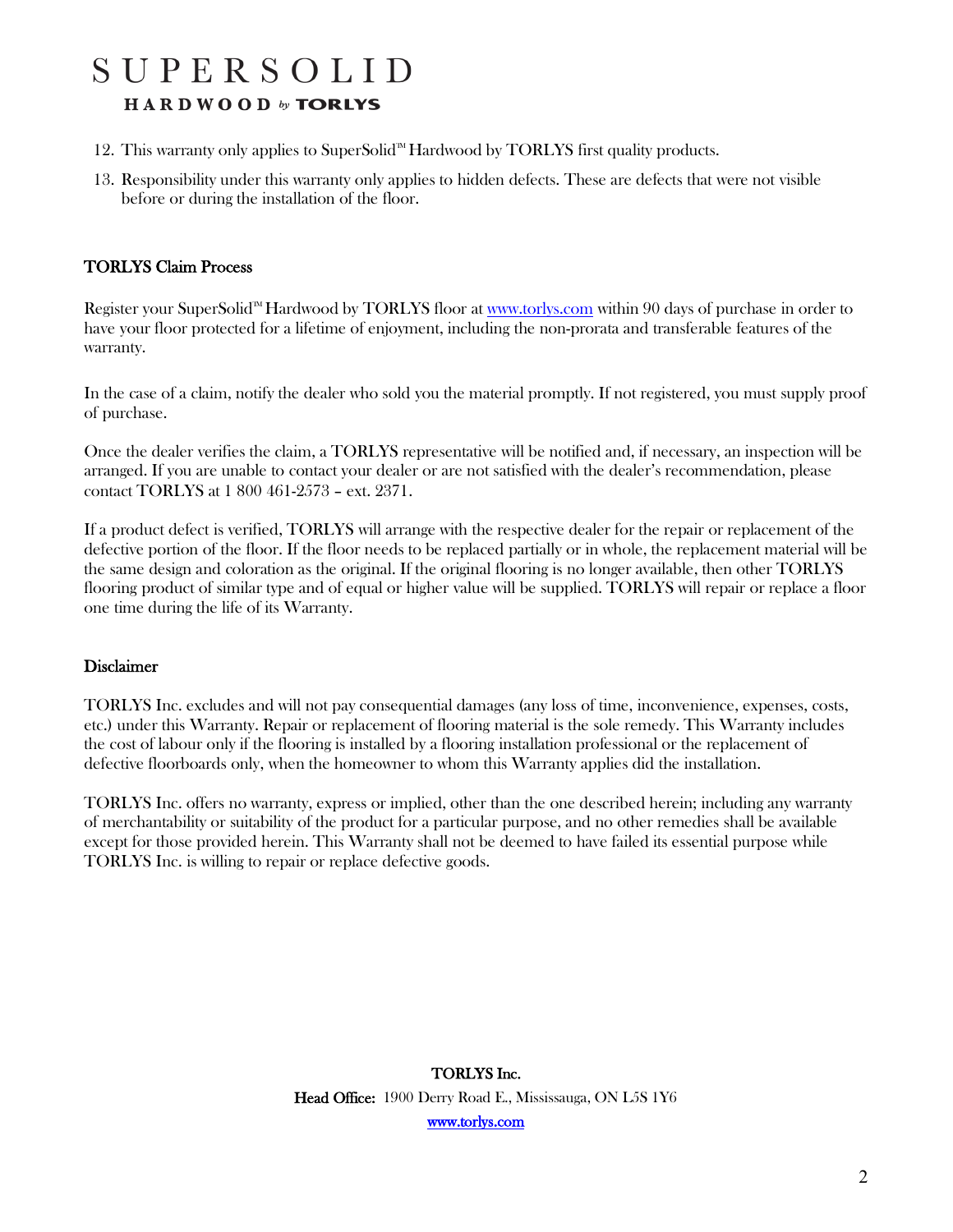# SUPERSOLID

**HARDWOOD by TORLYS**

12. This warranty only applies to SuperSolid™ Hardwood by TORLYS first quality products.
13. Responsibility under this warranty only applies to hidden defects. These are defects that were not visible before or during the installation of the floor.

## TORLYS Claim Process

Register your SuperSolid™ Hardwood by TORLYS floor at [www.torlys.com](http://www.torlys.com) within 90 days of purchase in order to have your floor protected for a lifetime of enjoyment, including the non-prorata and transferable features of the warranty.

In the case of a claim, notify the dealer who sold you the material promptly. If not registered, you must supply proof of purchase.

Once the dealer verifies the claim, a TORLYS representative will be notified and, if necessary, an inspection will be arranged. If you are unable to contact your dealer or are not satisfied with the dealer's recommendation, please contact TORLYS at 1 800 461-2573 – ext. 2371.

If a product defect is verified, TORLYS will arrange with the respective dealer for the repair or replacement of the defective portion of the floor. If the floor needs to be replaced partially or in whole, the replacement material will be the same design and coloration as the original. If the original flooring is no longer available, then other TORLYS flooring product of similar type and of equal or higher value will be supplied. TORLYS will repair or replace a floor one time during the life of its Warranty.

## Disclaimer

TORLYS Inc. excludes and will not pay consequential damages (any loss of time, inconvenience, expenses, costs, etc.) under this Warranty. Repair or replacement of flooring material is the sole remedy. This Warranty includes the cost of labour only if the flooring is installed by a flooring installation professional or the replacement of defective floorboards only, when the homeowner to whom this Warranty applies did the installation.

TORLYS Inc. offers no warranty, express or implied, other than the one described herein; including any warranty of merchantability or suitability of the product for a particular purpose, and no other remedies shall be available except for those provided herein. This Warranty shall not be deemed to have failed its essential purpose while TORLYS Inc. is willing to repair or replace defective goods.

**TORLYS Inc.**

**Head Office:** 1900 Derry Road E., Mississauga, ON L5S 1Y6

[www.torlys.com](http://www.torlys.com)